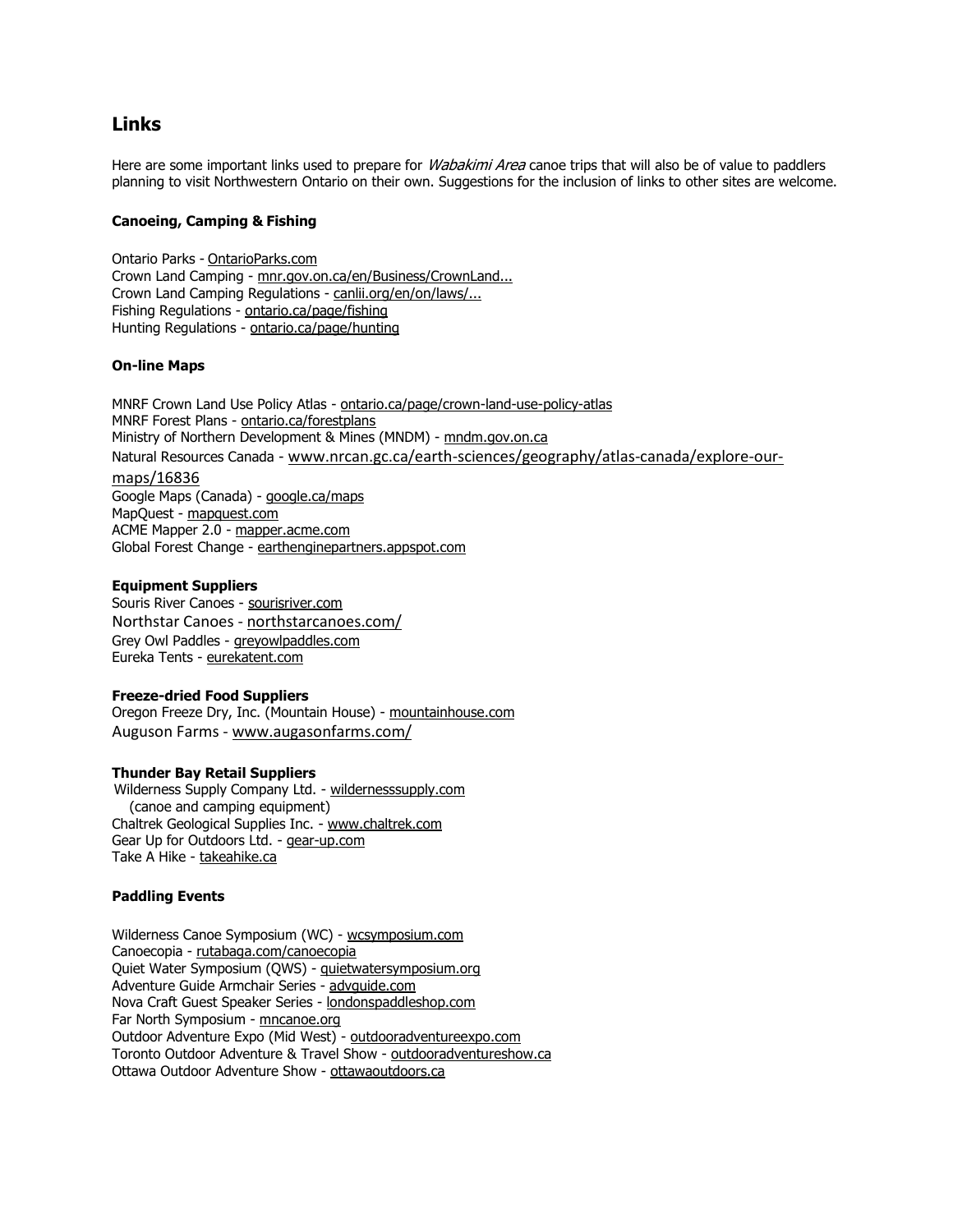## Links

Here are some important links used to prepare for *Wabakimi Area* canoe trips that will also be of value to paddlers planning to visit Northwestern Ontario on their own. Suggestions for the inclusion of links to other sites are welcome.

### Canoeing, Camping & Fishing

Ontario Parks - OntarioParks.com
Crown Land Camping - mnr.gov.on.ca/en/Business/CrownLand...
Crown Land Camping Regulations - canlii.org/en/on/laws/...
Fishing Regulations - ontario.ca/page/fishing
Hunting Regulations - ontario.ca/page/hunting

### On-line Maps

MNRF Crown Land Use Policy Atlas - ontario.ca/page/crown-land-use-policy-atlas
MNRF Forest Plans - ontario.ca/forestplans
Ministry of Northern Development & Mines (MNDM) - mndm.gov.on.ca
Natural Resources Canada - www.nrcan.gc.ca/earth-sciences/geography/atlas-canada/explore-our-maps/16836
Google Maps (Canada) - google.ca/maps
MapQuest - mapquest.com
ACME Mapper 2.0 - mapper.acme.com
Global Forest Change - earthenginepartners.appspot.com

### Equipment Suppliers

Souris River Canoes - sourisriver.com
Northstar Canoes - northstarcanoes.com/
Grey Owl Paddles - greyowlpaddles.com
Eureka Tents - eurekatent.com

### Freeze-dried Food Suppliers

Oregon Freeze Dry, Inc. (Mountain House) - mountainhouse.com
Auguson Farms - www.augasonfarms.com/

### Thunder Bay Retail Suppliers

Wilderness Supply Company Ltd. - wildernesssupply.com
(canoe and camping equipment)
Chaltrek Geological Supplies Inc. - www.chaltrek.com
Gear Up for Outdoors Ltd. - gear-up.com
Take A Hike - takeahike.ca

### Paddling Events

Wilderness Canoe Symposium (WC) - wcsymposium.com
Canoecopia - rutabaga.com/canoecopia
Quiet Water Symposium (QWS) - quietwatersymposium.org
Adventure Guide Armchair Series - advguide.com
Nova Craft Guest Speaker Series - londonspaddleshop.com
Far North Symposium - mncanoe.org
Outdoor Adventure Expo (Mid West) - outdooradventureexpo.com
Toronto Outdoor Adventure & Travel Show - outdooradventureshow.ca
Ottawa Outdoor Adventure Show - ottawaoutdoors.ca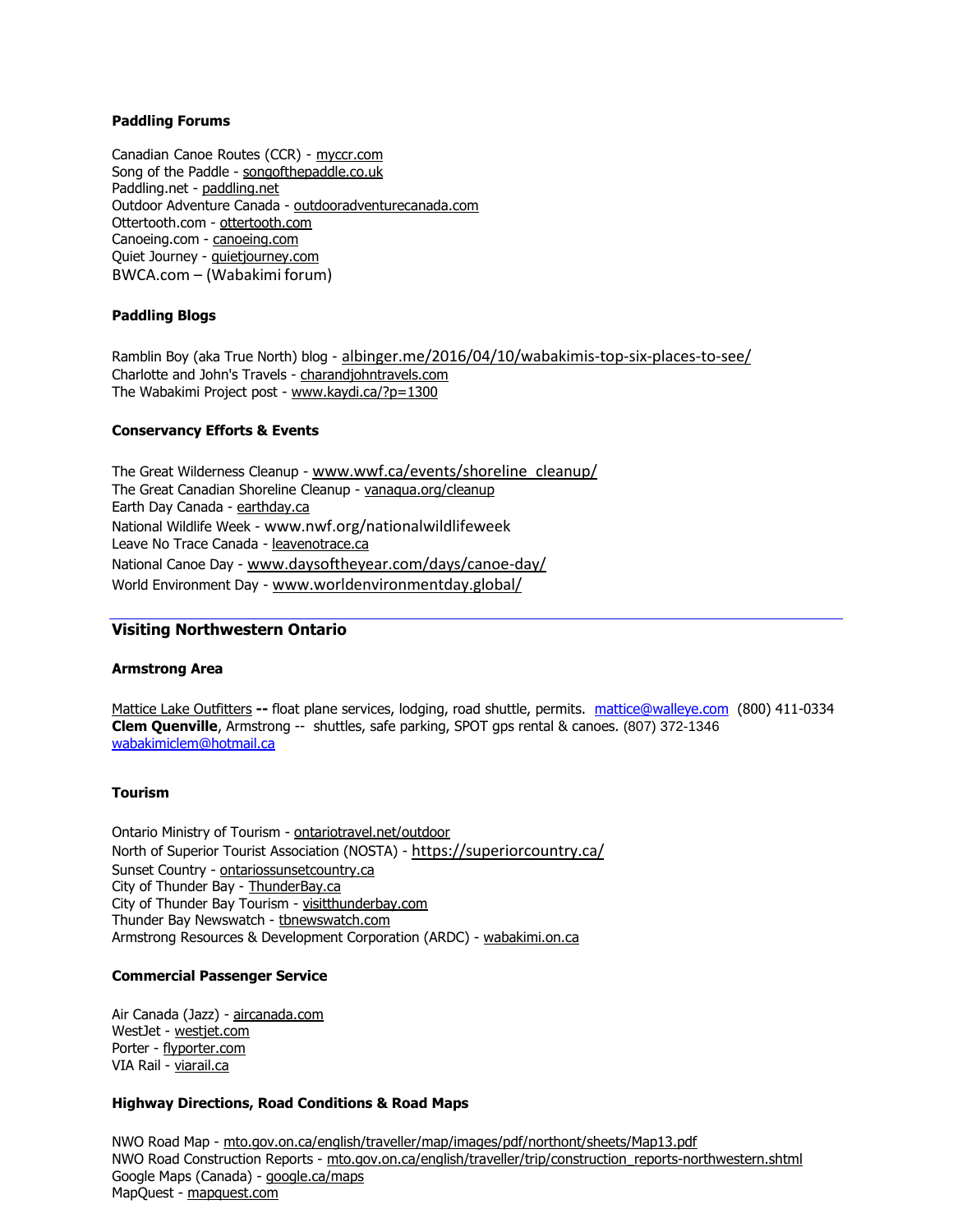**Paddling Forums**

Canadian Canoe Routes (CCR) - myccr.com
Song of the Paddle - songofthepaddle.co.uk
Paddling.net - paddling.net
Outdoor Adventure Canada - outdooradventurecanada.com
Ottertooth.com - ottertooth.com
Canoeing.com - canoeing.com
Quiet Journey - quietjourney.com
BWCA.com – (Wabakimi forum)

**Paddling Blogs**

Ramblin Boy (aka True North) blog - albinger.me/2016/04/10/wabakimis-top-six-places-to-see/
Charlotte and John's Travels - charandjohntravels.com
The Wabakimi Project post - www.kaydi.ca/?p=1300

**Conservancy Efforts & Events**

The Great Wilderness Cleanup - www.wwf.ca/events/shoreline_cleanup/
The Great Canadian Shoreline Cleanup - vanaqua.org/cleanup
Earth Day Canada - earthday.ca
National Wildlife Week - www.nwf.org/nationalwildlifeweek
Leave No Trace Canada - leavenotrace.ca
National Canoe Day - www.daysoftheyear.com/days/canoe-day/
World Environment Day - www.worldenvironmentday.global/

---

## Visiting Northwestern Ontario

**Armstrong Area**

Mattice Lake Outfitters **--** float plane services, lodging, road shuttle, permits. mattice@walleye.com (800) 411-0334
**Clem Quenville**, Armstrong -- shuttles, safe parking, SPOT gps rental & canoes. (807) 372-1346
wabakimiclem@hotmail.ca

**Tourism**

Ontario Ministry of Tourism - ontariotravel.net/outdoor
North of Superior Tourist Association (NOSTA) - https://superiorcountry.ca/
Sunset Country - ontariossunsetcountry.ca
City of Thunder Bay - ThunderBay.ca
City of Thunder Bay Tourism - visitthunderbay.com
Thunder Bay Newswatch - tbnewswatch.com
Armstrong Resources & Development Corporation (ARDC) - wabakimi.on.ca

**Commercial Passenger Service**

Air Canada (Jazz) - aircanada.com
WestJet - westjet.com
Porter - flyporter.com
VIA Rail - viarail.ca

**Highway Directions, Road Conditions & Road Maps**

NWO Road Map - mto.gov.on.ca/english/traveller/map/images/pdf/northont/sheets/Map13.pdf
NWO Road Construction Reports - mto.gov.on.ca/english/traveller/trip/construction_reports-northwestern.shtml
Google Maps (Canada) - google.ca/maps
MapQuest - mapquest.com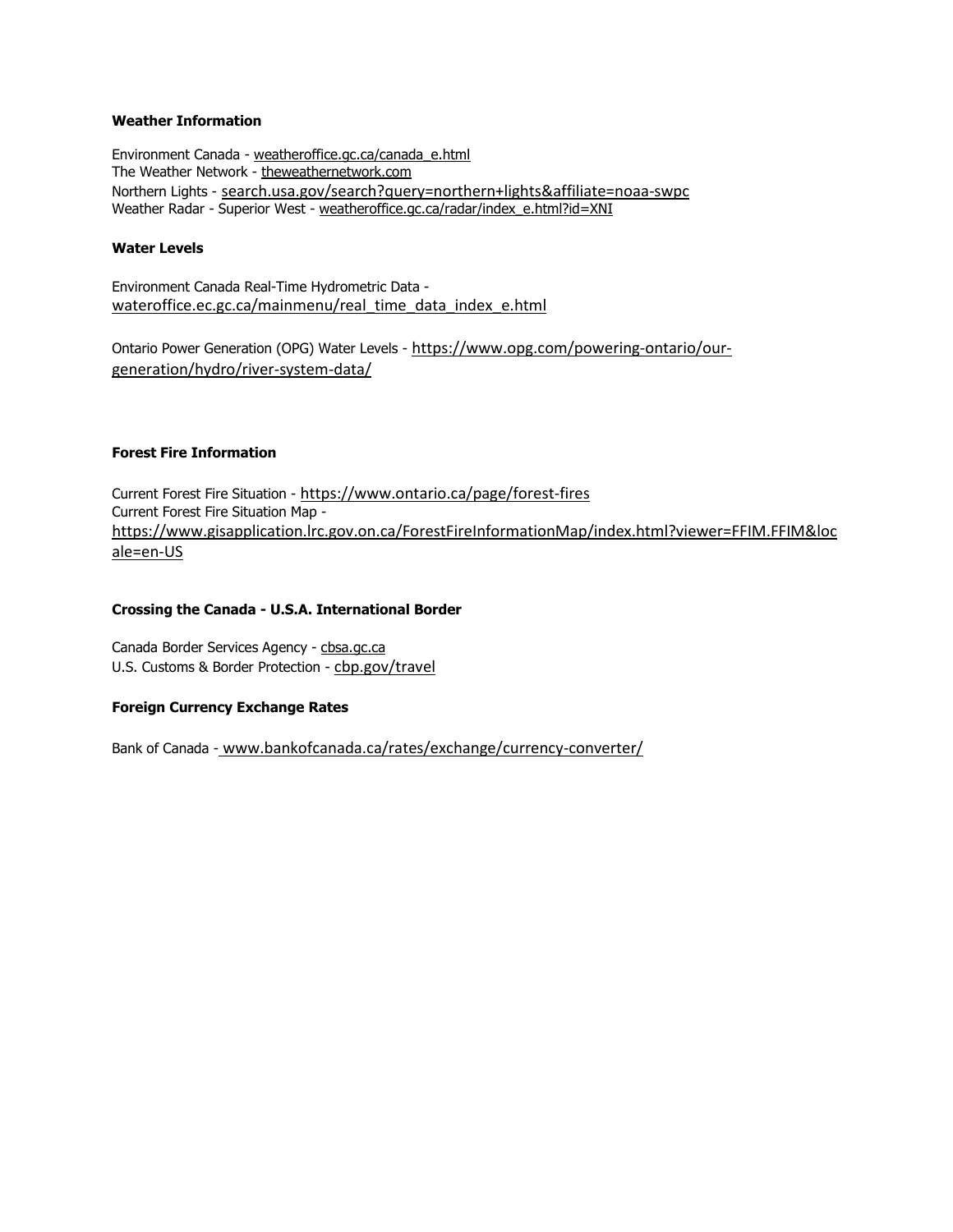**Weather Information**

Environment Canada - weatheroffice.gc.ca/canada_e.html
The Weather Network - theweathernetwork.com
Northern Lights - search.usa.gov/search?query=northern+lights&affiliate=noaa-swpc
Weather Radar - Superior West - weatheroffice.gc.ca/radar/index_e.html?id=XNI

**Water Levels**

Environment Canada Real-Time Hydrometric Data - waterofﬁce.ec.gc.ca/mainmenu/real_time_data_index_e.html

Ontario Power Generation (OPG) Water Levels - https://www.opg.com/powering-ontario/our-generation/hydro/river-system-data/

**Forest Fire Information**

Current Forest Fire Situation - https://www.ontario.ca/page/forest-fires
Current Forest Fire Situation Map - https://www.gisapplication.lrc.gov.on.ca/ForestFireInformationMap/index.html?viewer=FFIM.FFIM&locale=en-US

**Crossing the Canada - U.S.A. International Border**

Canada Border Services Agency - cbsa.gc.ca
U.S. Customs & Border Protection - cbp.gov/travel

**Foreign Currency Exchange Rates**

Bank of Canada - www.bankofcanada.ca/rates/exchange/currency-converter/